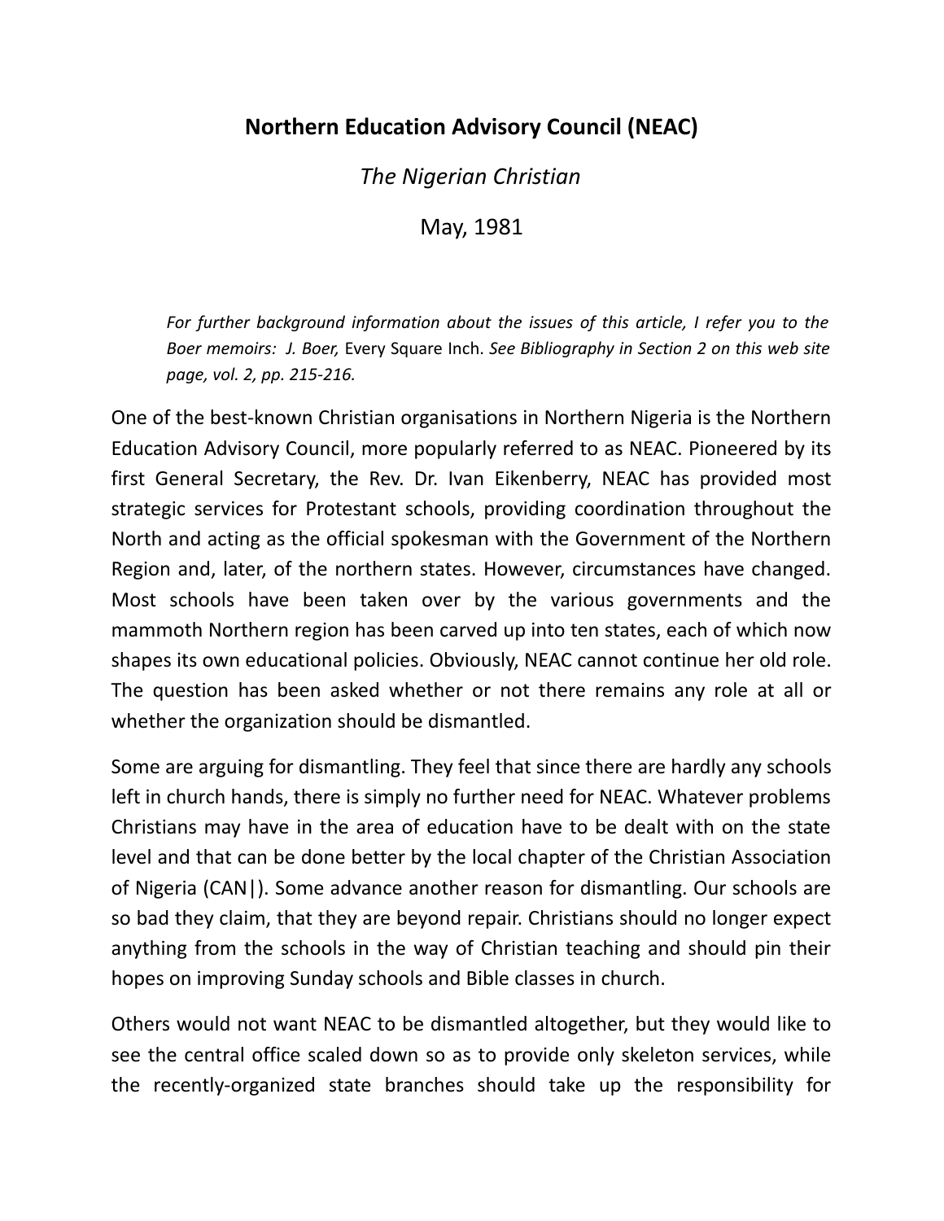# Northern Education Advisory Council (NEAC)

*The Nigerian Christian*

May, 1981

*For further background information about the issues of this article, I refer you to the Boer memoirs: J. Boer,* Every Square Inch. *See Bibliography in Section 2 on this web site page, vol. 2, pp. 215-216.*

One of the best-known Christian organisations in Northern Nigeria is the Northern Education Advisory Council, more popularly referred to as NEAC. Pioneered by its first General Secretary, the Rev. Dr. Ivan Eikenberry, NEAC has provided most strategic services for Protestant schools, providing coordination throughout the North and acting as the official spokesman with the Government of the Northern Region and, later, of the northern states. However, circumstances have changed. Most schools have been taken over by the various governments and the mammoth Northern region has been carved up into ten states, each of which now shapes its own educational policies. Obviously, NEAC cannot continue her old role. The question has been asked whether or not there remains any role at all or whether the organization should be dismantled.

Some are arguing for dismantling. They feel that since there are hardly any schools left in church hands, there is simply no further need for NEAC. Whatever problems Christians may have in the area of education have to be dealt with on the state level and that can be done better by the local chapter of the Christian Association of Nigeria (CAN|). Some advance another reason for dismantling. Our schools are so bad they claim, that they are beyond repair. Christians should no longer expect anything from the schools in the way of Christian teaching and should pin their hopes on improving Sunday schools and Bible classes in church.

Others would not want NEAC to be dismantled altogether, but they would like to see the central office scaled down so as to provide only skeleton services, while the recently-organized state branches should take up the responsibility for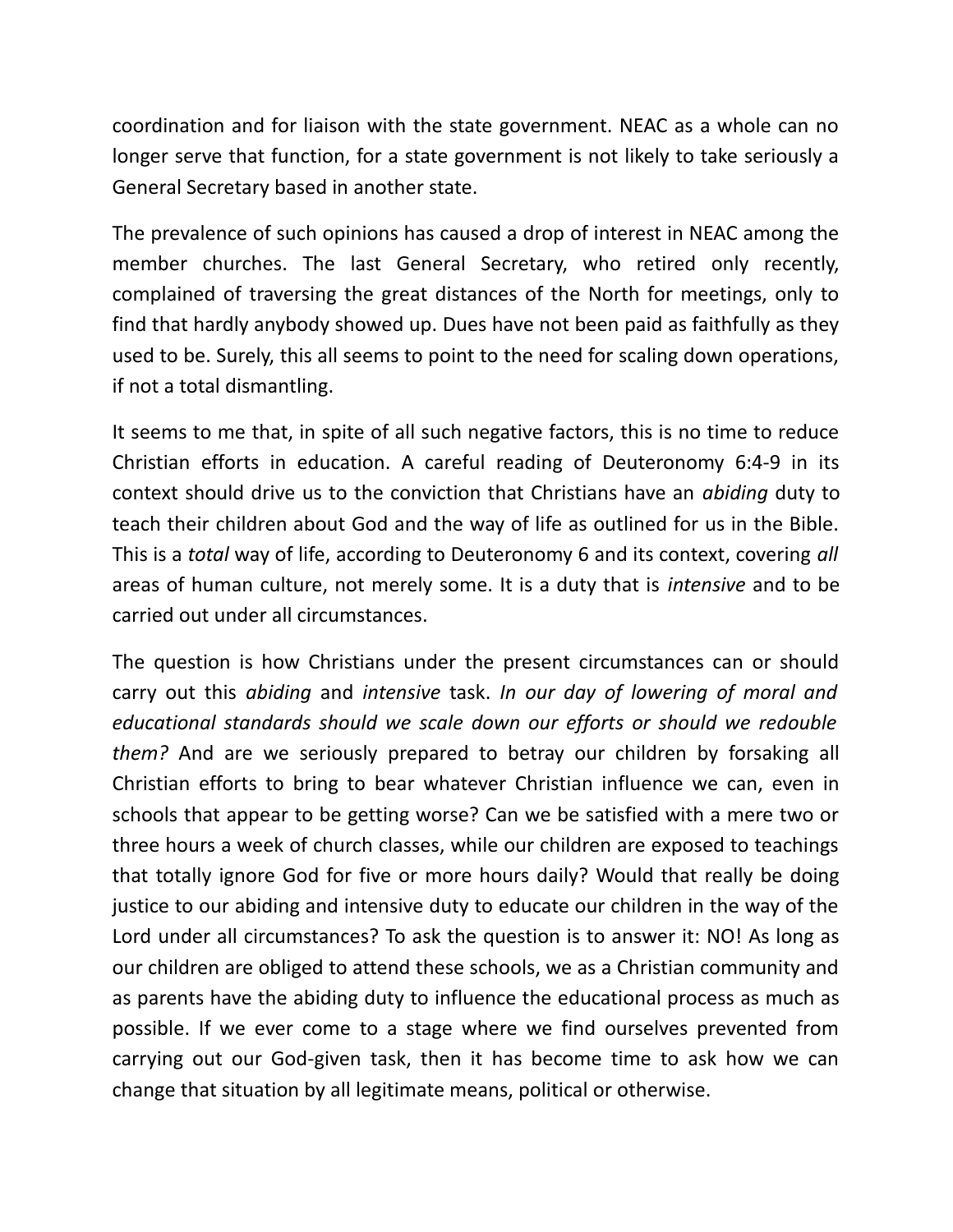coordination and for liaison with the state government. NEAC as a whole can no longer serve that function, for a state government is not likely to take seriously a General Secretary based in another state.

The prevalence of such opinions has caused a drop of interest in NEAC among the member churches. The last General Secretary, who retired only recently, complained of traversing the great distances of the North for meetings, only to find that hardly anybody showed up. Dues have not been paid as faithfully as they used to be. Surely, this all seems to point to the need for scaling down operations, if not a total dismantling.

It seems to me that, in spite of all such negative factors, this is no time to reduce Christian efforts in education. A careful reading of Deuteronomy 6:4-9 in its context should drive us to the conviction that Christians have an *abiding* duty to teach their children about God and the way of life as outlined for us in the Bible. This is a *total* way of life, according to Deuteronomy 6 and its context, covering *all* areas of human culture, not merely some. It is a duty that is *intensive* and to be carried out under all circumstances.

The question is how Christians under the present circumstances can or should carry out this *abiding* and *intensive* task. *In our day of lowering of moral and educational standards should we scale down our efforts or should we redouble them?* And are we seriously prepared to betray our children by forsaking all Christian efforts to bring to bear whatever Christian influence we can, even in schools that appear to be getting worse? Can we be satisfied with a mere two or three hours a week of church classes, while our children are exposed to teachings that totally ignore God for five or more hours daily? Would that really be doing justice to our abiding and intensive duty to educate our children in the way of the Lord under all circumstances? To ask the question is to answer it: NO! As long as our children are obliged to attend these schools, we as a Christian community and as parents have the abiding duty to influence the educational process as much as possible. If we ever come to a stage where we find ourselves prevented from carrying out our God-given task, then it has become time to ask how we can change that situation by all legitimate means, political or otherwise.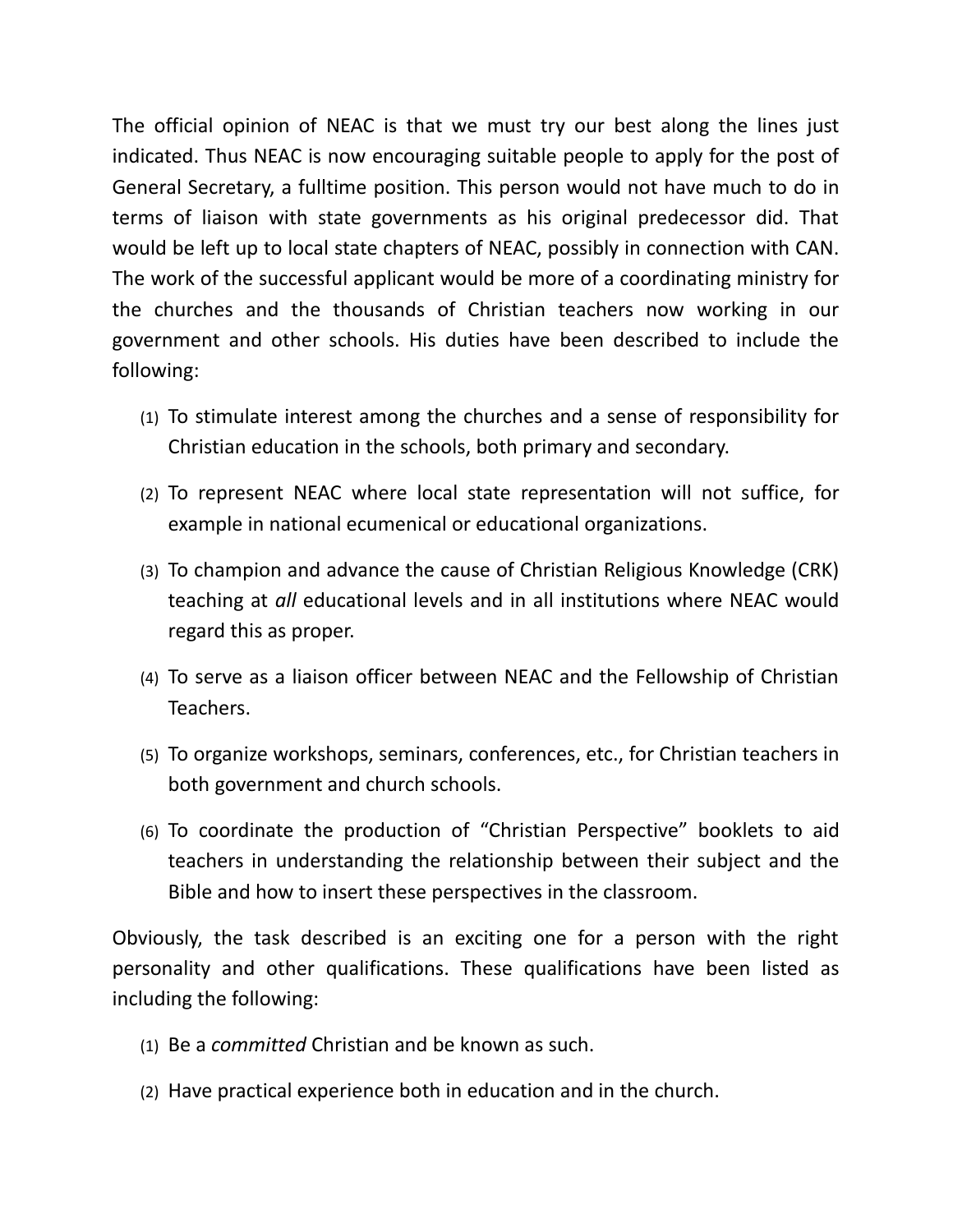The official opinion of NEAC is that we must try our best along the lines just indicated. Thus NEAC is now encouraging suitable people to apply for the post of General Secretary, a fulltime position. This person would not have much to do in terms of liaison with state governments as his original predecessor did. That would be left up to local state chapters of NEAC, possibly in connection with CAN. The work of the successful applicant would be more of a coordinating ministry for the churches and the thousands of Christian teachers now working in our government and other schools. His duties have been described to include the following:

(1) To stimulate interest among the churches and a sense of responsibility for Christian education in the schools, both primary and secondary.

(2) To represent NEAC where local state representation will not suffice, for example in national ecumenical or educational organizations.

(3) To champion and advance the cause of Christian Religious Knowledge (CRK) teaching at *all* educational levels and in all institutions where NEAC would regard this as proper.

(4) To serve as a liaison officer between NEAC and the Fellowship of Christian Teachers.

(5) To organize workshops, seminars, conferences, etc., for Christian teachers in both government and church schools.

(6) To coordinate the production of "Christian Perspective" booklets to aid teachers in understanding the relationship between their subject and the Bible and how to insert these perspectives in the classroom.

Obviously, the task described is an exciting one for a person with the right personality and other qualifications. These qualifications have been listed as including the following:

(1) Be a *committed* Christian and be known as such.

(2) Have practical experience both in education and in the church.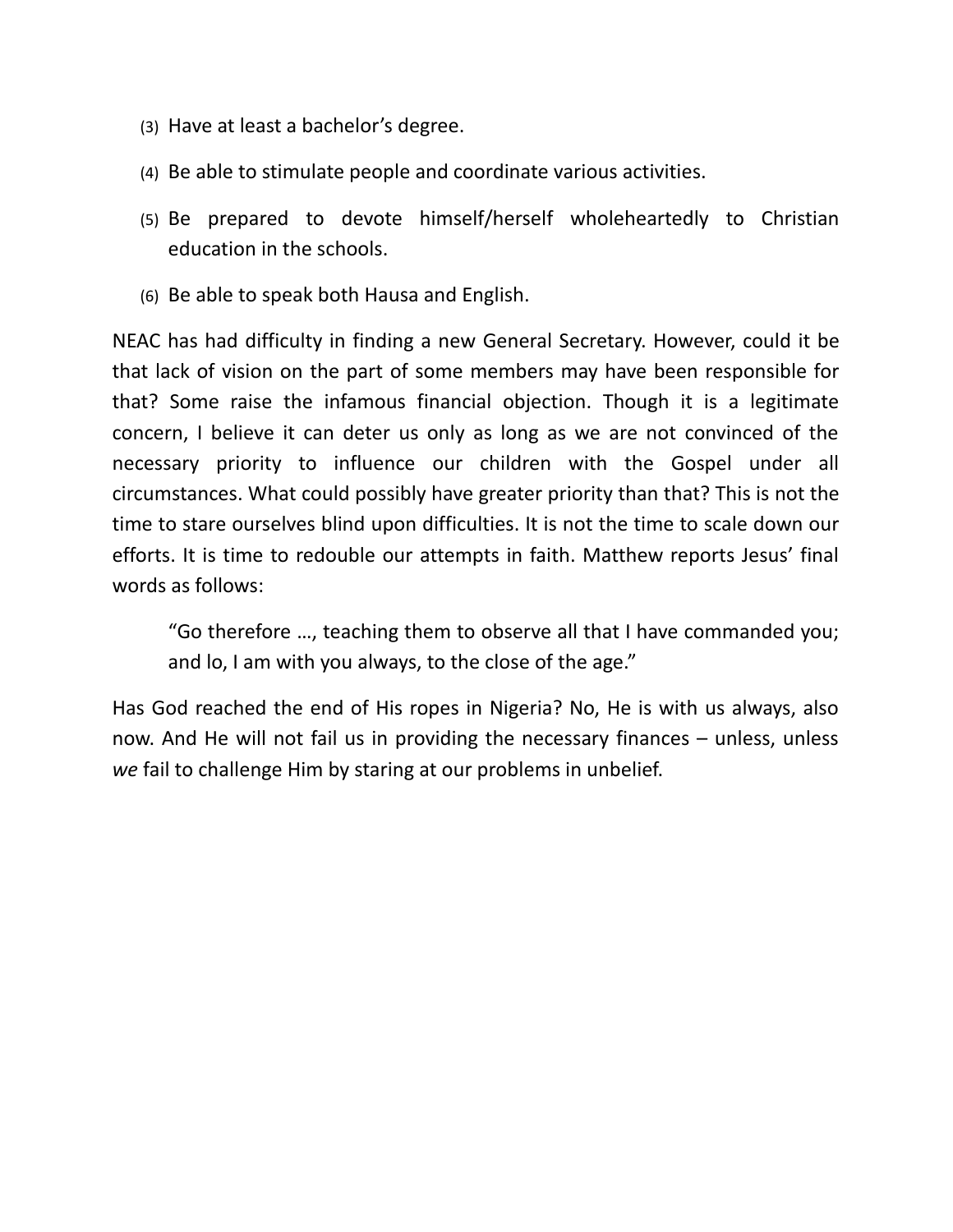(3) Have at least a bachelor's degree.

(4) Be able to stimulate people and coordinate various activities.

(5) Be prepared to devote himself/herself wholeheartedly to Christian education in the schools.

(6) Be able to speak both Hausa and English.

NEAC has had difficulty in finding a new General Secretary. However, could it be that lack of vision on the part of some members may have been responsible for that? Some raise the infamous financial objection. Though it is a legitimate concern, I believe it can deter us only as long as we are not convinced of the necessary priority to influence our children with the Gospel under all circumstances. What could possibly have greater priority than that? This is not the time to stare ourselves blind upon difficulties. It is not the time to scale down our efforts. It is time to redouble our attempts in faith. Matthew reports Jesus' final words as follows:

> "Go therefore …, teaching them to observe all that I have commanded you; and lo, I am with you always, to the close of the age."

Has God reached the end of His ropes in Nigeria? No, He is with us always, also now. And He will not fail us in providing the necessary finances – unless, unless *we* fail to challenge Him by staring at our problems in unbelief.